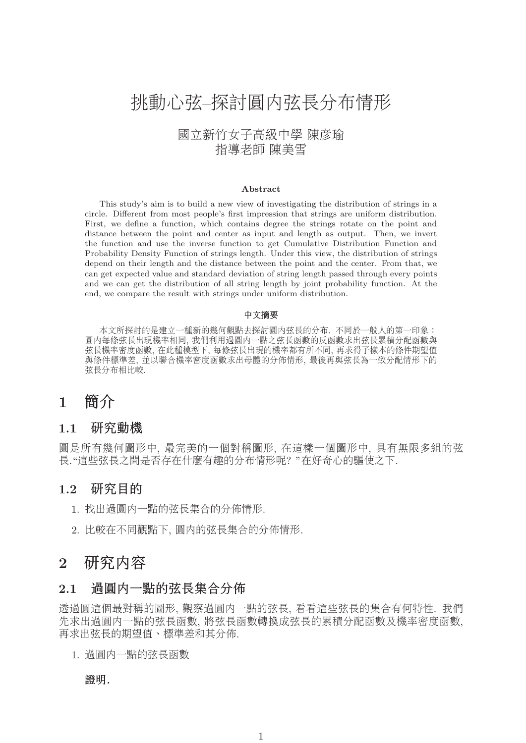# 挑動心弦–探討圓內弦長分布情形

國立新竹女子高級中學 陳彥瑜
指導老師 陳美雪

**Abstract**

This study's aim is to build a new view of investigating the distribution of strings in a circle. Different from most people's first impression that strings are uniform distribution. First, we define a function, which contains degree the strings rotate on the point and distance between the point and center as input and length as output. Then, we invert the function and use the inverse function to get Cumulative Distribution Function and Probability Density Function of strings length. Under this view, the distribution of strings depend on their length and the distance between the point and the center. From that, we can get expected value and standard deviation of string length passed through every points and we can get the distribution of all string length by joint probability function. At the end, we compare the result with strings under uniform distribution.

**中文摘要**

本文所探討的是建立一種新的幾何觀點去探討圓內弦長的分布. 不同於一般人的第一印象：圓內每條弦長出現機率相同, 我們利用過圓內一點之弦長函數的反函數求出弦長累積分配函數與弦長機率密度函數, 在此種模型下, 每條弦長出現的機率都有所不同, 再求得子樣本的條件期望值與條件標準差, 並以聯合機率密度函數求出母體的分佈情形, 最後再與弦長為一致分配情形下的弦長分布相比較.

## 1 簡介

### 1.1 研究動機

圓是所有幾何圖形中, 最完美的一個對稱圖形, 在這樣一個圖形中, 具有無限多組的弦長."這些弦長之間是否存在什麼有趣的分布情形呢? "在好奇心的驅使之下.

### 1.2 研究目的

1. 找出過圓內一點的弦長集合的分佈情形.
2. 比較在不同觀點下, 圓內的弦長集合的分佈情形.

## 2 研究內容

### 2.1 過圓內一點的弦長集合分佈

透過圓這個最對稱的圖形, 觀察過圓內一點的弦長, 看看這些弦長的集合有何特性. 我們先求出過圓內一點的弦長函數, 將弦長函數轉換成弦長的累積分配函數及機率密度函數, 再求出弦長的期望值、標準差和其分佈.

1. 過圓內一點的弦長函數

   **證明.**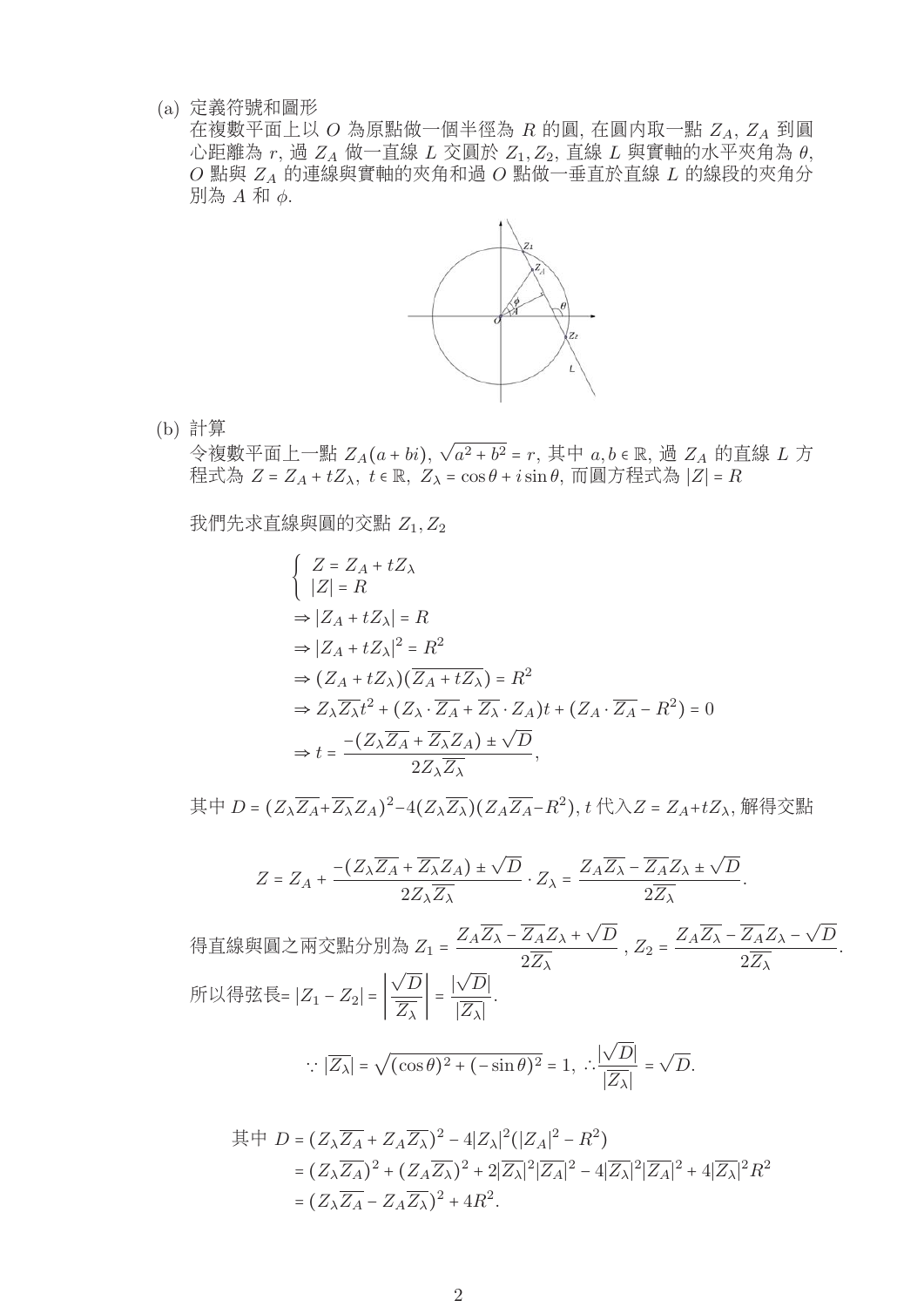(a) 定義符號和圖形

在複數平面上以 $O$ 為原點做一個半徑為 $R$ 的圓, 在圓內取一點 $Z_A$, $Z_A$ 到圓心距離為 $r$, 過 $Z_A$ 做一直線 $L$ 交圓於 $Z_1, Z_2$, 直線 $L$ 與實軸的水平夾角為 $\theta$, $O$ 點與 $Z_A$ 的連線與實軸的夾角和過 $O$ 點做一垂直於直線 $L$ 的線段的夾角分別為 $A$ 和 $\phi$.

(b) 計算

令複數平面上一點 $Z_A(a+bi)$, $\sqrt{a^2+b^2}=r$, 其中 $a,b\in\mathbb{R}$, 過 $Z_A$ 的直線 $L$ 方程式為 $Z=Z_A+tZ_\lambda$, $t\in\mathbb{R}$, $Z_\lambda=\cos\theta+i\sin\theta$, 而圓方程式為 $|Z|=R$

我們先求直線與圓的交點 $Z_1, Z_2$

$$
\begin{cases}
Z = Z_A + tZ_\lambda \\
|Z| = R
\end{cases}
$$

$$
\begin{aligned}
&\Rightarrow |Z_A + tZ_\lambda| = R \\
&\Rightarrow |Z_A + tZ_\lambda|^2 = R^2 \\
&\Rightarrow (Z_A + tZ_\lambda)(\overline{Z_A + tZ_\lambda}) = R^2 \\
&\Rightarrow Z_\lambda\overline{Z_\lambda}t^2 + (Z_\lambda\cdot\overline{Z_A} + \overline{Z_\lambda}\cdot Z_A)t + (Z_A\cdot\overline{Z_A} - R^2) = 0 \\
&\Rightarrow t = \frac{-(Z_\lambda\overline{Z_A} + \overline{Z_\lambda}Z_A) \pm \sqrt{D}}{2Z_\lambda\overline{Z_\lambda}},
\end{aligned}
$$

其中 $D=(Z_\lambda\overline{Z_A}+\overline{Z_\lambda}Z_A)^2-4(Z_\lambda\overline{Z_\lambda})(Z_A\overline{Z_A}-R^2)$, $t$ 代入$Z=Z_A+tZ_\lambda$, 解得交點

$$
Z = Z_A + \frac{-(Z_\lambda\overline{Z_A} + \overline{Z_\lambda}Z_A) \pm \sqrt{D}}{2Z_\lambda\overline{Z_\lambda}}\cdot Z_\lambda = \frac{Z_A\overline{Z_\lambda} - \overline{Z_A}Z_\lambda \pm \sqrt{D}}{2\overline{Z_\lambda}}.
$$

得直線與圓之兩交點分別為 $Z_1 = \dfrac{Z_A\overline{Z_\lambda} - \overline{Z_A}Z_\lambda + \sqrt{D}}{2\overline{Z_\lambda}}$ , $Z_2 = \dfrac{Z_A\overline{Z_\lambda} - \overline{Z_A}Z_\lambda - \sqrt{D}}{2\overline{Z_\lambda}}$.

所以得弦長$=|Z_1-Z_2| = \left|\dfrac{\sqrt{D}}{\overline{Z_\lambda}}\right| = \dfrac{|\sqrt{D}|}{|\overline{Z_\lambda}|}$.

$$
\because |\overline{Z_\lambda}| = \sqrt{(\cos\theta)^2 + (-\sin\theta)^2} = 1,\ \therefore \frac{|\sqrt{D}|}{|\overline{Z_\lambda}|} = \sqrt{D}.
$$

$$
\begin{aligned}
\text{其中 } D &= (Z_\lambda\overline{Z_A} + Z_A\overline{Z_\lambda})^2 - 4|Z_\lambda|^2(|Z_A|^2 - R^2) \\
&= (Z_\lambda\overline{Z_A})^2 + (Z_A\overline{Z_\lambda})^2 + 2|\overline{Z_\lambda}|^2|\overline{Z_A}|^2 - 4|\overline{Z_\lambda}|^2|\overline{Z_A}|^2 + 4|\overline{Z_\lambda}|^2R^2 \\
&= (Z_\lambda\overline{Z_A} - Z_A\overline{Z_\lambda})^2 + 4R^2.
\end{aligned}
$$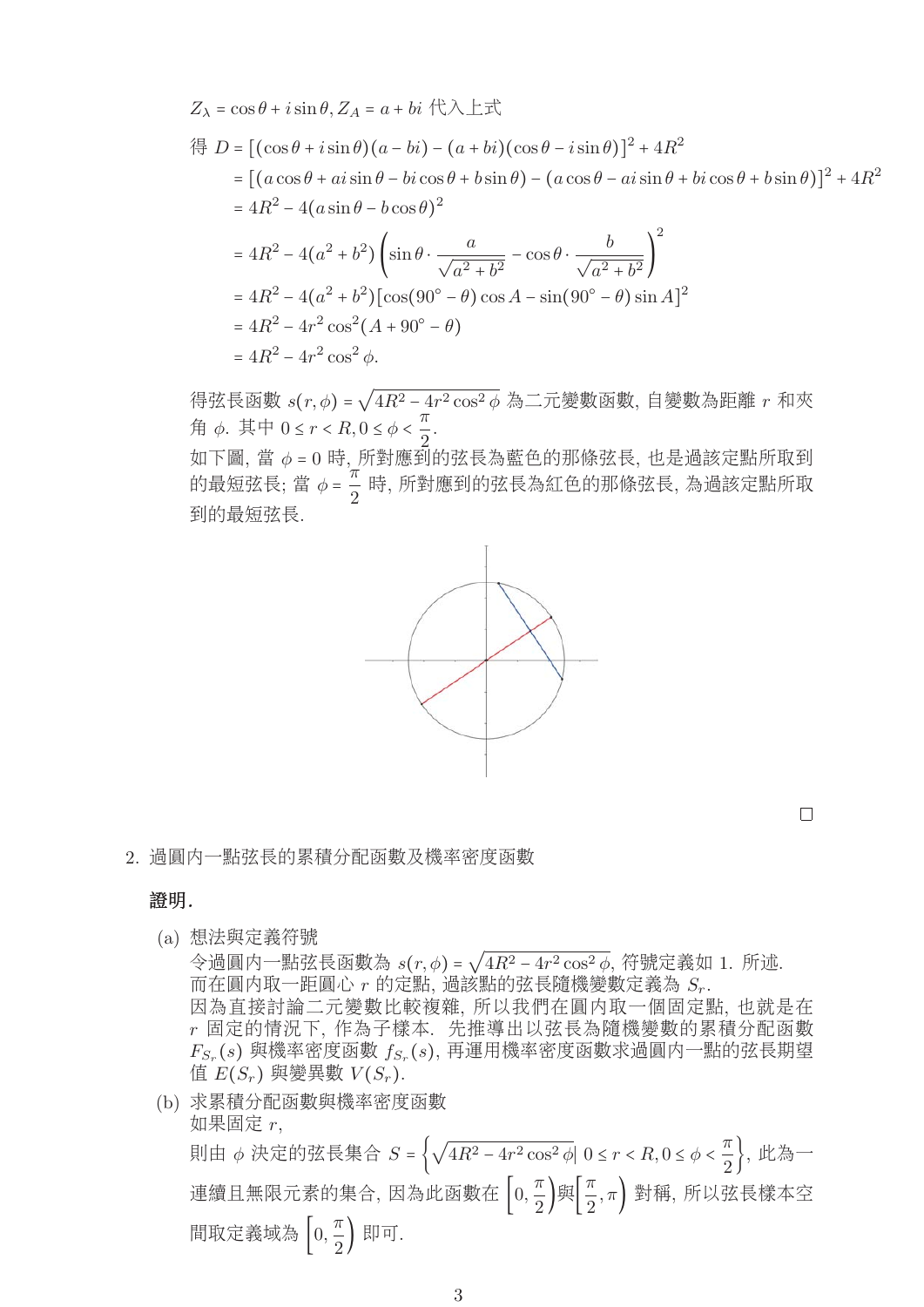$Z_\lambda = \cos\theta + i\sin\theta, Z_A = a + bi$ 代入上式

得 $D = [(\cos\theta + i\sin\theta)(a - bi) - (a + bi)(\cos\theta - i\sin\theta)]^2 + 4R^2$

$$
\begin{aligned}
&= [(a\cos\theta + ai\sin\theta - bi\cos\theta + b\sin\theta) - (a\cos\theta - ai\sin\theta + bi\cos\theta + b\sin\theta)]^2 + 4R^2 \\
&= 4R^2 - 4(a\sin\theta - b\cos\theta)^2 \\
&= 4R^2 - 4(a^2 + b^2)\left(\sin\theta \cdot \frac{a}{\sqrt{a^2 + b^2}} - \cos\theta \cdot \frac{b}{\sqrt{a^2 + b^2}}\right)^2 \\
&= 4R^2 - 4(a^2 + b^2)[\cos(90^\circ - \theta)\cos A - \sin(90^\circ - \theta)\sin A]^2 \\
&= 4R^2 - 4r^2\cos^2(A + 90^\circ - \theta) \\
&= 4R^2 - 4r^2\cos^2\phi.
\end{aligned}
$$

得弦長函數 $s(r,\phi) = \sqrt{4R^2 - 4r^2\cos^2\phi}$ 為二元變數函數, 自變數為距離 $r$ 和夾角 $\phi$. 其中 $0 \le r < R, 0 \le \phi < \dfrac{\pi}{2}$.

如下圖, 當 $\phi = 0$ 時, 所對應到的弦長為藍色的那條弦長, 也是過該定點所取到的最短弦長; 當 $\phi = \dfrac{\pi}{2}$ 時, 所對應到的弦長為紅色的那條弦長, 為過該定點所取到的最短弦長.

□

2. 過圓內一點弦長的累積分配函數及機率密度函數

**證明.**

(a) 想法與定義符號

令過圓內一點弦長函數為 $s(r,\phi) = \sqrt{4R^2 - 4r^2\cos^2\phi}$, 符號定義如 1. 所述.
而在圓內取一距圓心 $r$ 的定點, 過該點的弦長隨機變數定義為 $S_r$.
因為直接討論二元變數比較複雜, 所以我們在圓內取一個固定點, 也就是在 $r$ 固定的情況下, 作為子樣本. 先推導出以弦長為隨機變數的累積分配函數 $F_{S_r}(s)$ 與機率密度函數 $f_{S_r}(s)$, 再運用機率密度函數求過圓內一點的弦長期望值 $E(S_r)$ 與變異數 $V(S_r)$.

(b) 求累積分配函數與機率密度函數

如果固定 $r$,

則由 $\phi$ 決定的弦長集合 $S = \left\{\sqrt{4R^2 - 4r^2\cos^2\phi} \mid 0 \le r < R, 0 \le \phi < \dfrac{\pi}{2}\right\}$, 此為一連續且無限元素的集合, 因為此函數在 $\left[0, \dfrac{\pi}{2}\right)$ 與 $\left[\dfrac{\pi}{2}, \pi\right)$ 對稱, 所以弦長樣本空間取定義域為 $\left[0, \dfrac{\pi}{2}\right)$ 即可.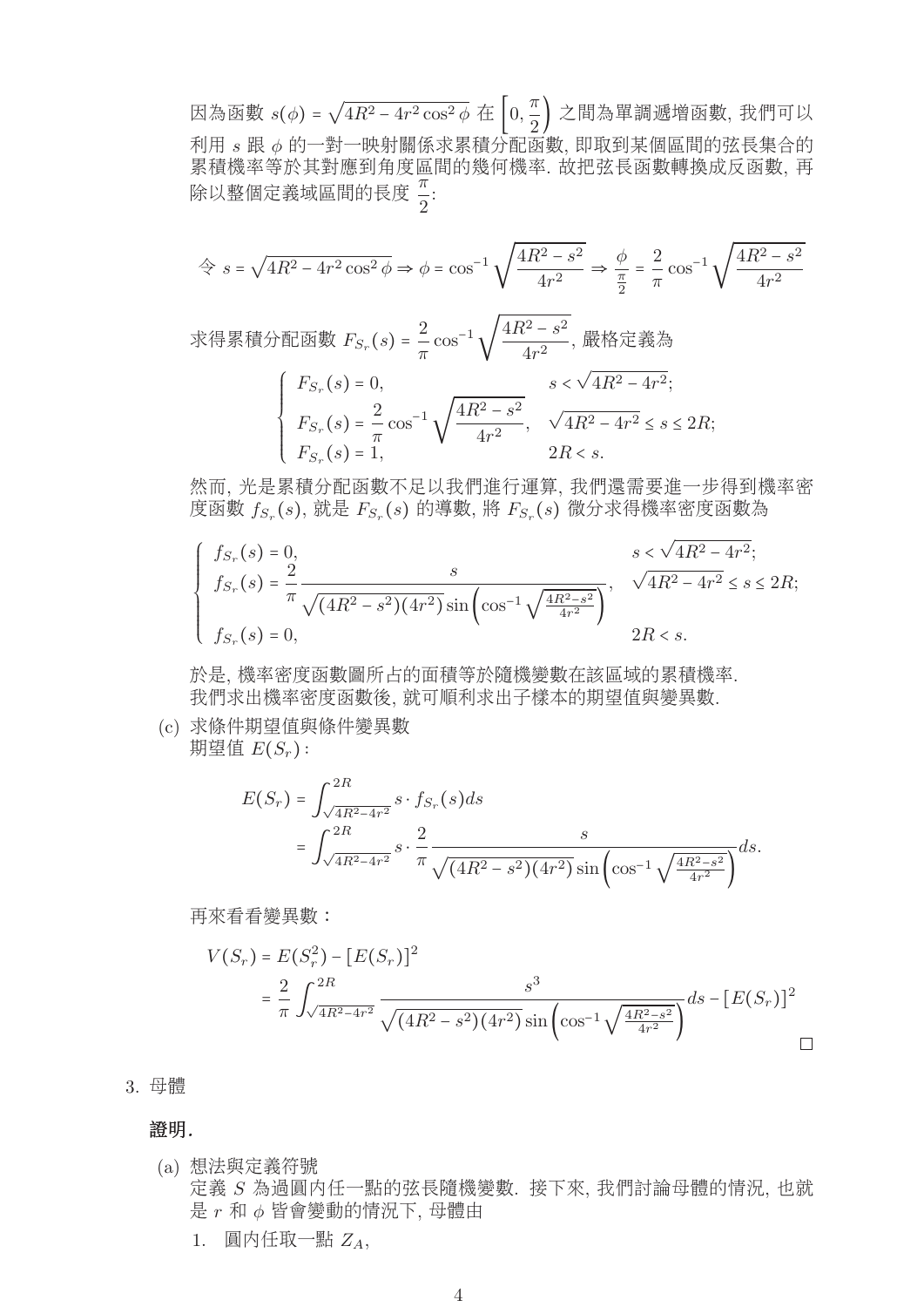因為函數 $s(\phi) = \sqrt{4R^2 - 4r^2\cos^2\phi}$ 在 $\left[0, \frac{\pi}{2}\right)$ 之間為單調遞增函數, 我們可以利用 $s$ 跟 $\phi$ 的一對一映射關係求累積分配函數, 即取到某個區間的弦長集合的累積機率等於其對應到角度區間的幾何機率. 故把弦長函數轉換成反函數, 再除以整個定義域區間的長度 $\frac{\pi}{2}$:

$$\text{令 } s = \sqrt{4R^2 - 4r^2\cos^2\phi} \Rightarrow \phi = \cos^{-1}\sqrt{\frac{4R^2 - s^2}{4r^2}} \Rightarrow \frac{\phi}{\frac{\pi}{2}} = \frac{2}{\pi}\cos^{-1}\sqrt{\frac{4R^2 - s^2}{4r^2}}$$

求得累積分配函數 $F_{S_r}(s) = \frac{2}{\pi}\cos^{-1}\sqrt{\frac{4R^2 - s^2}{4r^2}}$, 嚴格定義為

$$\begin{cases} F_{S_r}(s) = 0, & s < \sqrt{4R^2 - 4r^2}; \\ F_{S_r}(s) = \frac{2}{\pi}\cos^{-1}\sqrt{\frac{4R^2 - s^2}{4r^2}}, & \sqrt{4R^2 - 4r^2} \le s \le 2R; \\ F_{S_r}(s) = 1, & 2R < s. \end{cases}$$

然而, 光是累積分配函數不足以我們進行運算, 我們還需要進一步得到機率密度函數 $f_{S_r}(s)$, 就是 $F_{S_r}(s)$ 的導數, 將 $F_{S_r}(s)$ 微分求得機率密度函數為

$$\begin{cases} f_{S_r}(s) = 0, & s < \sqrt{4R^2 - 4r^2}; \\ f_{S_r}(s) = \frac{2}{\pi}\frac{s}{\sqrt{(4R^2 - s^2)(4r^2)}\sin\left(\cos^{-1}\sqrt{\frac{4R^2 - s^2}{4r^2}}\right)}, & \sqrt{4R^2 - 4r^2} \le s \le 2R; \\ f_{S_r}(s) = 0, & 2R < s. \end{cases}$$

於是, 機率密度函數圖所占的面積等於隨機變數在該區域的累積機率.
我們求出機率密度函數後, 就可順利求出子樣本的期望值與變異數.

(c) 求條件期望值與條件變異數
期望值 $E(S_r)$：

$$\begin{aligned} E(S_r) &= \int_{\sqrt{4R^2-4r^2}}^{2R} s \cdot f_{S_r}(s)ds \\ &= \int_{\sqrt{4R^2-4r^2}}^{2R} s \cdot \frac{2}{\pi}\frac{s}{\sqrt{(4R^2 - s^2)(4r^2)}\sin\left(\cos^{-1}\sqrt{\frac{4R^2 - s^2}{4r^2}}\right)}ds. \end{aligned}$$

再來看看變異數：

$$\begin{aligned} V(S_r) &= E(S_r^2) - [E(S_r)]^2 \\ &= \frac{2}{\pi}\int_{\sqrt{4R^2-4r^2}}^{2R} \frac{s^3}{\sqrt{(4R^2 - s^2)(4r^2)}\sin\left(\cos^{-1}\sqrt{\frac{4R^2 - s^2}{4r^2}}\right)}ds - [E(S_r)]^2 \end{aligned}$$

□

3. 母體

**證明.**

(a) 想法與定義符號
定義 $S$ 為過圓內任一點的弦長隨機變數. 接下來, 我們討論母體的情況, 也就是 $r$ 和 $\phi$ 皆會變動的情況下, 母體由

1. 圓內任取一點 $Z_A$,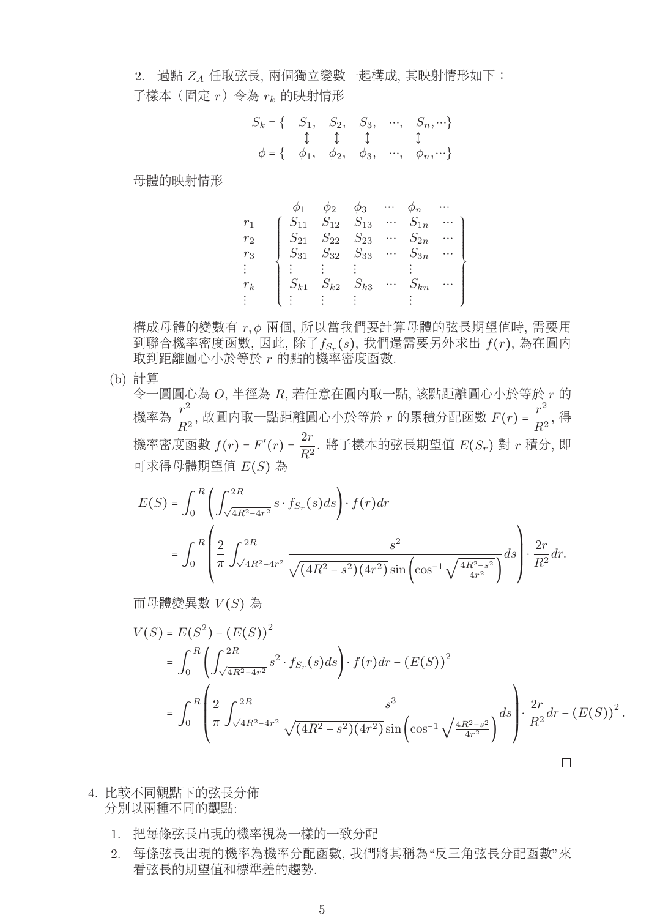2. 過點 $Z_A$ 任取弦長, 兩個獨立變數一起構成, 其映射情形如下：

子樣本（固定 $r$）令為 $r_k$ 的映射情形

$$
\begin{array}{rccccc}
S_k = \{ & S_1, & S_2, & S_3, & \cdots, & S_n, \cdots\} \\
 & \updownarrow & \updownarrow & \updownarrow & & \updownarrow \\
\phi = \{ & \phi_1, & \phi_2, & \phi_3, & \cdots, & \phi_n, \cdots\}
\end{array}
$$

母體的映射情形

$$
\begin{array}{c}
\\ r_1 \\ r_2 \\ r_3 \\ \vdots \\ r_k \\ \vdots
\end{array}
\begin{array}{c}
\begin{array}{cccccc}
\phi_1 & \phi_2 & \phi_3 & \cdots & \phi_n & \cdots
\end{array} \\
\left\{
\begin{array}{cccccc}
S_{11} & S_{12} & S_{13} & \cdots & S_{1n} & \cdots \\
S_{21} & S_{22} & S_{23} & \cdots & S_{2n} & \cdots \\
S_{31} & S_{32} & S_{33} & \cdots & S_{3n} & \cdots \\
\vdots & \vdots & \vdots & & \vdots & \\
S_{k1} & S_{k2} & S_{k3} & \cdots & S_{kn} & \cdots \\
\vdots & \vdots & \vdots & & \vdots &
\end{array}
\right\}
\end{array}
$$

構成母體的變數有 $r, \phi$ 兩個, 所以當我們要計算母體的弦長期望值時, 需要用到聯合機率密度函數, 因此, 除了 $f_{S_r}(s)$, 我們還需要另外求出 $f(r)$, 為在圓內取到距離圓心小於等於 $r$ 的點的機率密度函數.

(b) 計算

令一圓圓心為 $O$, 半徑為 $R$, 若任意在圓內取一點, 該點距離圓心小於等於 $r$ 的機率為 $\dfrac{r^2}{R^2}$, 故圓內取一點距離圓心小於等於 $r$ 的累積分配函數 $F(r) = \dfrac{r^2}{R^2}$, 得機率密度函數 $f(r) = F'(r) = \dfrac{2r}{R^2}$. 將子樣本的弦長期望值 $E(S_r)$ 對 $r$ 積分, 即可求得母體期望值 $E(S)$ 為

$$
\begin{aligned}
E(S) &= \int_0^R \left( \int_{\sqrt{4R^2-4r^2}}^{2R} s \cdot f_{S_r}(s) ds \right) \cdot f(r) dr \\
&= \int_0^R \left( \frac{2}{\pi} \int_{\sqrt{4R^2-4r^2}}^{2R} \frac{s^2}{\sqrt{(4R^2-s^2)(4r^2)} \sin\left(\cos^{-1}\sqrt{\frac{4R^2-s^2}{4r^2}}\right)} ds \right) \cdot \frac{2r}{R^2} dr.
\end{aligned}
$$

而母體變異數 $V(S)$ 為

$$
\begin{aligned}
V(S) &= E(S^2) - (E(S))^2 \\
&= \int_0^R \left( \int_{\sqrt{4R^2-4r^2}}^{2R} s^2 \cdot f_{S_r}(s) ds \right) \cdot f(r) dr - (E(S))^2 \\
&= \int_0^R \left( \frac{2}{\pi} \int_{\sqrt{4R^2-4r^2}}^{2R} \frac{s^3}{\sqrt{(4R^2-s^2)(4r^2)} \sin\left(\cos^{-1}\sqrt{\frac{4R^2-s^2}{4r^2}}\right)} ds \right) \cdot \frac{2r}{R^2} dr - (E(S))^2.
\end{aligned}
$$

□

4. 比較不同觀點下的弦長分佈

分別以兩種不同的觀點:

1. 把每條弦長出現的機率視為一樣的一致分配
2. 每條弦長出現的機率為機率分配函數, 我們將其稱為“反三角弦長分配函數”來看弦長的期望值和標準差的趨勢.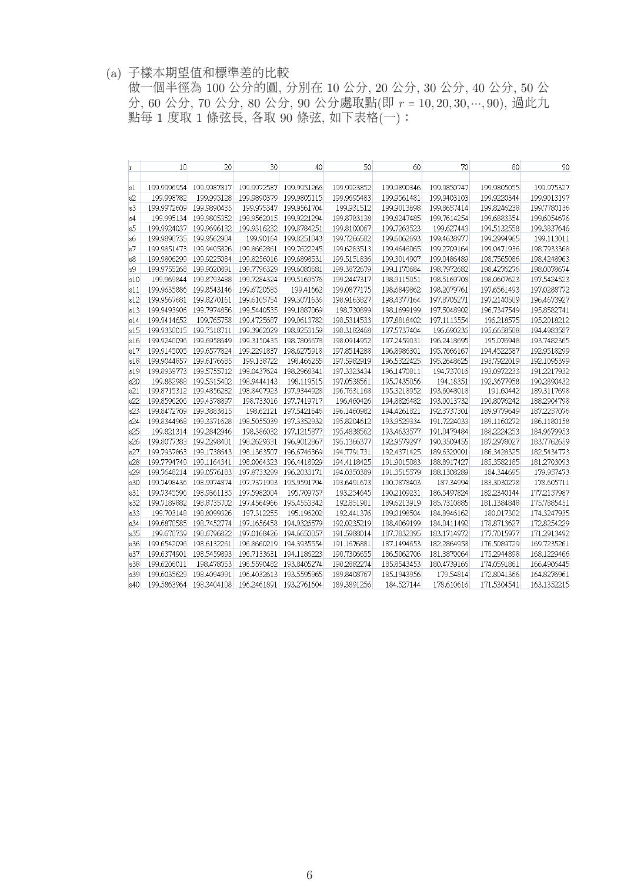(a) 子樣本期望值和標準差的比較

做一個半徑為 100 公分的圓, 分別在 10 公分, 20 公分, 30 公分, 40 公分, 50 公分, 60 公分, 70 公分, 80 公分, 90 公分處取點(即 $r = 10, 20, 30, \cdots, 90$), 過此九點每 1 度取 1 條弦長, 各取 90 條弦, 如下表格(一)：

| r | 10 | 20 | 30 | 40 | 50 | 60 | 70 | 80 | 90 |
|---|---|---|---|---|---|---|---|---|---|
| s1 | 199.9996954 | 199.9987817 | 199.9972587 | 199.9951266 | 199.9923852 | 199.9890346 | 199.9850747 | 199.9805055 | 199.975327 |
| s2 | 199.998782 | 199.995128 | 199.9890379 | 199.9805115 | 199.9695483 | 199.9561481 | 199.9403103 | 199.9220344 | 199.9013197 |
| s3 | 199.9972609 | 199.9890435 | 199.975347 | 199.9561704 | 199.931512 | 199.9013698 | 199.8657414 | 199.8246238 | 199.7780136 |
| s4 | 199.995134 | 199.9805352 | 199.9562015 | 199.9221294 | 199.8783138 | 199.8247485 | 199.7614254 | 199.6883354 | 199.6054676 |
| s5 | 199.9924037 | 199.9696132 | 199.9316232 | 199.8784251 | 199.8100067 | 199.7263523 | 199.627443 | 199.5132558 | 199.3837646 |
| s6 | 199.9890735 | 199.9562904 | 199.90164 | 199.8251043 | 199.7266582 | 199.6062693 | 199.4638977 | 199.2994965 | 199.113011 |
| s7 | 199.9851473 | 199.9405826 | 199.8662861 | 199.7622245 | 199.6283513 | 199.4646065 | 199.2709164 | 199.0471936 | 198.7933368 |
| s8 | 199.9806299 | 199.9225084 | 199.8256016 | 199.6898531 | 199.5151836 | 199.3014907 | 199.0486489 | 198.7565086 | 198.4248963 |
| s9 | 199.9755268 | 199.9020891 | 199.7796329 | 199.6080681 | 199.3872679 | 199.1170684 | 198.7972682 | 198.4276276 | 198.0078674 |
| s10 | 199.969844 | 199.8793488 | 199.7284324 | 199.5169576 | 199.2447317 | 198.9115051 | 198.5169708 | 198.0607623 | 197.5424523 |
| s11 | 199.9635886 | 199.8543146 | 199.6720585 | 199.41662 | 199.0877175 | 198.6849862 | 198.2079761 | 197.6561493 | 197.0288772 |
| s12 | 199.9567681 | 199.8270161 | 199.6105754 | 199.3071636 | 198.9163827 | 198.4377164 | 197.8705271 | 197.2140509 | 196.4673927 |
| s13 | 199.9493906 | 199.7974856 | 199.5440535 | 199.1887069 | 198.730899 | 198.1699199 | 197.5048902 | 196.7347549 | 195.8582741 |
| s14 | 199.9414652 | 199.765758 | 199.4725687 | 199.0613782 | 198.5314533 | 197.8818402 | 197.1113554 | 196.218575 | 195.2018212 |
| s15 | 199.9330015 | 199.7318711 | 199.3962029 | 198.9253159 | 198.3182468 | 197.5737404 | 196.690236 | 195.6658508 | 194.4983587 |
| s16 | 199.9240096 | 199.6958649 | 199.3150435 | 198.7806678 | 198.0914952 | 197.2459031 | 196.2418695 | 195.076948 | 193.7482365 |
| s17 | 199.9145005 | 199.6577824 | 199.2291837 | 198.6275918 | 197.8514288 | 196.8986301 | 195.7666167 | 194.4522587 | 192.9518299 |
| s18 | 199.9044857 | 199.6176685 | 199.138722 | 198.466255 | 197.5982919 | 196.5322425 | 195.2648625 | 193.7922019 | 192.1095399 |
| s19 | 199.8939773 | 199.5755712 | 199.0437624 | 198.2968341 | 197.3323434 | 196.1470811 | 194.737016 | 193.0972233 | 191.2217932 |
| s20 | 199.882988 | 199.5315402 | 198.9444143 | 198.119515 | 197.0538561 | 195.7435056 | 194.18351 | 192.3677958 | 190.2890432 |
| s21 | 199.8715312 | 199.4856282 | 198.8407923 | 197.9344928 | 196.7631168 | 195.3218952 | 193.6048018 | 191.60442 | 189.3117698 |
| s22 | 199.8596206 | 199.4378897 | 198.733016 | 197.7419717 | 196.460426 | 194.8826482 | 193.0013732 | 190.8076242 | 188.2904798 |
| s23 | 199.8472709 | 199.3883815 | 198.62121 | 197.5421646 | 196.1460982 | 194.4261821 | 192.3737301 | 189.9779649 | 187.2257076 |
| s24 | 199.8344968 | 199.3371628 | 198.5055039 | 197.3352932 | 195.8204612 | 193.9529334 | 191.7224033 | 189.1160272 | 186.1180158 |
| s25 | 199.821314 | 199.2842946 | 198.386032 | 197.1215877 | 195.4838562 | 193.4633577 | 191.0479484 | 188.2224253 | 184.9679953 |
| s26 | 199.8077383 | 199.2298401 | 198.2629331 | 196.9012867 | 195.1366377 | 192.9579297 | 190.3509455 | 187.2978027 | 183.7762659 |
| s27 | 199.7937863 | 199.1738643 | 198.1363507 | 196.6746369 | 194.7791731 | 192.4371425 | 189.6320001 | 186.3428325 | 182.5434773 |
| s28 | 199.7794749 | 199.1164341 | 198.0064323 | 196.4418929 | 194.4118425 | 191.9015083 | 188.8917427 | 185.3582185 | 181.2703093 |
| s29 | 199.7648214 | 199.0576183 | 197.8733299 | 196.2033171 | 194.0350389 | 191.3515579 | 188.1308289 | 184.344695 | 179.957473 |
| s30 | 199.7498436 | 198.9974874 | 197.7371993 | 195.9591794 | 193.6491673 | 190.7878403 | 187.34994 | 183.3030278 | 178.605711 |
| s31 | 199.7345596 | 198.9361135 | 197.5982004 | 195.709757 | 193.254645 | 190.2109231 | 186.5497824 | 182.2340144 | 177.2157987 |
| s32 | 199.7189882 | 198.8735702 | 197.4564966 | 195.4553342 | 192.851901 | 189.6213919 | 185.7310885 | 181.1384848 | 175.7885451 |
| s33 | 199.703148 | 198.8099326 | 197.312255 | 195.196202 | 192.441376 | 189.0198504 | 184.8946162 | 180.017302 | 174.3247935 |
| s34 | 199.6870585 | 198.7452774 | 197.1656458 | 194.9326579 | 192.0235219 | 188.4069199 | 184.0411492 | 178.8713627 | 172.8254229 |
| s35 | 199.670739 | 198.6796822 | 197.0168426 | 194.6650057 | 191.5988014 | 187.7832395 | 183.1714972 | 177.7015977 | 171.2913492 |
| s36 | 199.6542096 | 198.6132261 | 196.8660219 | 194.3935554 | 191.1676881 | 187.1494653 | 182.2864958 | 176.5089729 | 169.7235261 |
| s37 | 199.6374901 | 198.5459893 | 196.7133631 | 194.1186223 | 190.7306655 | 186.5062706 | 181.3870064 | 175.2944898 | 168.1229466 |
| s38 | 199.6206011 | 198.478053 | 196.5590482 | 193.8405274 | 190.2882274 | 185.8543453 | 180.4739166 | 174.0591861 | 166.4906445 |
| s39 | 199.6035629 | 198.4094991 | 196.4032613 | 193.5595965 | 189.8408767 | 185.1943956 | 179.54814 | 172.8041366 | 164.8276961 |
| s40 | 199.5863964 | 198.3404108 | 196.2461891 | 193.2761604 | 189.3891256 | 184.527144 | 178.610616 | 171.5304541 | 163.1352215 |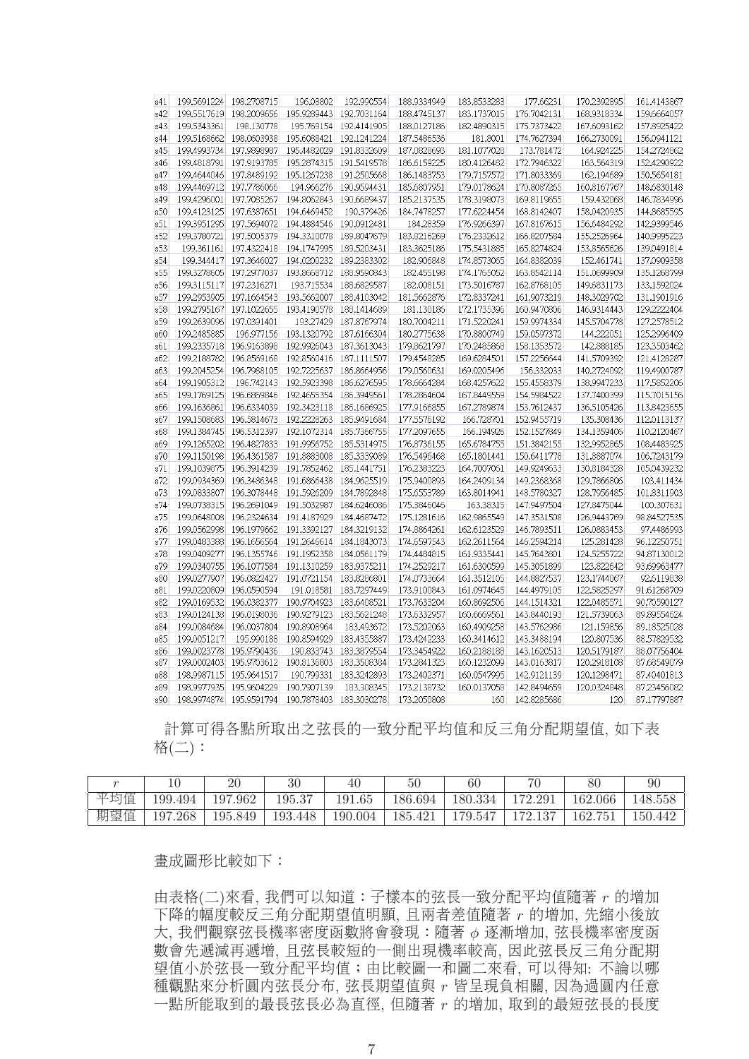| s41 | 199.5691224 | 198.2708715 | 196.08802 | 192.990554 | 188.0334949 | 183.8533283 | 177.66231 | 170.2392895 | 161.4143867 |
|---|---|---|---|---|---|---|---|---|---|
| s42 | 199.5517619 | 198.2009656 | 195.9289443 | 192.7031164 | 188.4745137 | 183.1737015 | 176.7042131 | 168.9318334 | 159.6664057 |
| s43 | 199.5343361 | 198.130778 | 195.769154 | 192.4141905 | 188.0127186 | 182.4890315 | 175.7373422 | 167.6093162 | 157.8925422 |
| s44 | 199.5168662 | 198.0603938 | 195.6088421 | 192.1241224 | 187.5486536 | 181.8001 | 174.7627394 | 166.2730091 | 156.0941121 |
| s45 | 199.4993734 | 197.9898987 | 195.4482029 | 191.8332609 | 187.0828693 | 181.1077028 | 173.781472 | 164.924225 | 154.2724862 |
| s46 | 199.4818791 | 197.9193785 | 195.2874315 | 191.5419578 | 186.6159225 | 180.4126482 | 172.7946322 | 163.564319 | 152.4290922 |
| s47 | 199.4644046 | 197.8489192 | 195.1267238 | 191.2505668 | 186.1483753 | 179.7157572 | 171.8033369 | 162.194689 | 150.5654181 |
| s48 | 199.4469712 | 197.7786066 | 194.966276 | 190.9594431 | 185.6807951 | 179.0178624 | 170.8087265 | 160.8167767 | 148.6830148 |
| s49 | 199.4296001 | 197.7085267 | 194.8062843 | 190.6689437 | 185.2137535 | 178.3198073 | 169.8119655 | 159.432068 | 146.7834996 |
| s50 | 199.4123125 | 197.6387651 | 194.6469452 | 190.379426 | 184.7478257 | 177.6224454 | 168.8142407 | 158.0420935 | 144.8685595 |
| s51 | 199.3951295 | 197.5694072 | 194.4884546 | 190.0912481 | 184.28359 | 176.9266397 | 167.8167615 | 156.6484292 | 142.9399546 |
| s52 | 199.3780721 | 197.5005379 | 194.3310078 | 189.8047679 | 183.8216269 | 176.2332612 | 166.8207584 | 155.2526964 | 140.9995223 |
| s53 | 199.361161 | 197.4322418 | 194.1747995 | 189.5203431 | 183.3625186 | 175.5431885 | 165.8274824 | 153.8565626 | 139.0491814 |
| s54 | 199.344417 | 197.3646027 | 194.0200232 | 189.2383302 | 182.906848 | 174.8573065 | 164.8382039 | 152.461741 | 137.0909358 |
| s55 | 199.3278605 | 197.2977037 | 193.8668712 | 188.9590843 | 182.455198 | 174.1765052 | 163.8542114 | 151.0699909 | 135.1268799 |
| s56 | 199.3115117 | 197.2316271 | 193.715534 | 188.6829587 | 182.008151 | 173.5016787 | 162.8768105 | 149.6831173 | 133.1592024 |
| s57 | 199.2953905 | 197.1664543 | 193.5662007 | 188.4103042 | 181.5662876 | 172.8337241 | 161.9073219 | 148.3029702 | 131.1901916 |
| s58 | 199.2795167 | 197.1022655 | 193.4190578 | 188.1414689 | 181.130186 | 172.1735396 | 160.9470806 | 146.9314443 | 129.2222404 |
| s59 | 199.2639096 | 197.0391401 | 193.27429 | 187.8767974 | 180.7004211 | 171.5220241 | 159.9974334 | 145.5704778 | 127.2578512 |
| s60 | 199.2485885 | 196.977156 | 193.1320792 | 187.6166304 | 180.2775638 | 170.8800749 | 159.0597372 | 144.222051 | 125.2996409 |
| s61 | 199.2335718 | 196.9163898 | 192.9926043 | 187.3613043 | 179.8621797 | 170.2485868 | 158.1353572 | 142.888185 | 123.3503462 |
| s62 | 199.2188782 | 196.8569168 | 192.8560416 | 187.1111507 | 179.4548285 | 169.6284501 | 157.2256644 | 141.5709392 | 121.4128287 |
| s63 | 199.2045254 | 196.7988105 | 192.7225637 | 186.8664956 | 179.0560631 | 169.0205496 | 156.332033 | 140.2724092 | 119.4900787 |
| s64 | 199.1905312 | 196.742143 | 192.5923398 | 186.6276595 | 178.6664284 | 168.4257622 | 155.4558379 | 138.9947233 | 117.5852206 |
| s65 | 199.1769125 | 196.6869846 | 192.4655354 | 186.3949561 | 178.2864604 | 167.8449559 | 154.5984522 | 137.7400399 | 115.7015156 |
| s66 | 199.1636861 | 196.6334039 | 192.3423118 | 186.1686925 | 177.9166855 | 167.2789874 | 153.7612437 | 136.5105426 | 113.8423655 |
| s67 | 199.1508683 | 196.5814673 | 192.2228263 | 185.9491684 | 177.5576192 | 166.728701 | 152.9455719 | 135.308436 | 112.0113137 |
| s68 | 199.1384745 | 196.5312397 | 192.1072314 | 185.7366755 | 177.2097655 | 166.194926 | 152.1527849 | 134.1359406 | 110.2120467 |
| s69 | 199.1265202 | 196.4827833 | 191.9956752 | 185.5314975 | 176.8736155 | 165.6784755 | 151.3842155 | 132.9952865 | 108.4483925 |
| s70 | 199.1150198 | 196.4361587 | 191.8883008 | 185.3339089 | 176.5496468 | 165.1801441 | 150.6411778 | 131.8887074 | 106.7243179 |
| s71 | 199.1039875 | 196.3914239 | 191.7852462 | 185.1441751 | 176.2383223 | 164.7007061 | 149.9249633 | 130.8184328 | 105.0439232 |
| s72 | 199.0934369 | 196.3486348 | 191.6866438 | 184.9625519 | 175.9400893 | 164.2409134 | 149.2368368 | 129.7866806 | 103.411434 |
| s73 | 199.0833807 | 196.3078448 | 191.5926209 | 184.7892848 | 175.6553789 | 163.8014941 | 148.5780327 | 128.7956485 | 101.8311903 |
| s74 | 199.0738315 | 196.2691049 | 191.5032987 | 184.6246086 | 175.3846046 | 163.38315 | 147.9497504 | 127.8475044 | 100.307631 |
| s75 | 199.0648008 | 196.2324634 | 191.4187929 | 184.4687472 | 175.1281616 | 162.9865549 | 147.3531508 | 126.9443769 | 98.84527535 |
| s76 | 199.0562998 | 196.1979662 | 191.3392127 | 184.3219132 | 174.8864261 | 162.6123529 | 146.7893511 | 126.0883453 | 97.4486993 |
| s77 | 199.0483388 | 196.1656564 | 191.2646614 | 184.1843073 | 174.6597543 | 162.2611564 | 146.2594214 | 125.281428 | 96.12250751 |
| s78 | 199.0409277 | 196.1355746 | 191.1952358 | 184.0561179 | 174.4484815 | 161.9335441 | 145.7643801 | 124.5255722 | 94.87130012 |
| s79 | 199.0340755 | 196.1077584 | 191.1310259 | 183.9375211 | 174.2529217 | 161.6300599 | 145.3051899 | 123.822642 | 93.69963477 |
| s80 | 199.0277907 | 196.0822427 | 191.0721154 | 183.8286801 | 174.0733664 | 161.3512105 | 144.8827537 | 123.1744067 | 92.6119838 |
| s81 | 199.0220809 | 196.0590594 | 191.018581 | 183.7297449 | 173.9100843 | 161.0974645 | 144.4979105 | 122.5825297 | 91.61268709 |
| s82 | 199.0169532 | 196.0382377 | 190.9704923 | 183.6408521 | 173.7633204 | 160.8692506 | 144.1514321 | 122.0485571 | 90.70590127 |
| s83 | 199.0124138 | 196.0198036 | 190.9279123 | 183.5621248 | 173.6332957 | 160.6669561 | 143.8440193 | 121.5739063 | 89.89554624 |
| s84 | 199.0084684 | 196.0037804 | 190.8908964 | 183.493672 | 173.5202063 | 160.4909258 | 143.5762986 | 121.159856 | 89.18525028 |
| s85 | 199.0051217 | 195.990188 | 190.8594929 | 183.4355887 | 173.4242233 | 160.3414612 | 143.3488194 | 120.8075336 | 88.57829532 |
| s86 | 199.0023778 | 195.9790436 | 190.833743 | 183.3879554 | 173.3454922 | 160.2188188 | 143.1620513 | 120.5179187 | 88.07756404 |
| s87 | 199.0002403 | 195.9703612 | 190.8136803 | 183.3508384 | 173.2841323 | 160.1232099 | 143.0163817 | 120.2918108 | 87.68549079 |
| s88 | 198.9987115 | 195.9641517 | 190.799331 | 183.3242893 | 173.2402371 | 160.0547995 | 142.9121139 | 120.1298471 | 87.40401813 |
| s89 | 198.9977935 | 195.9604229 | 190.7907139 | 183.308345 | 173.2138732 | 160.0137058 | 142.8494659 | 120.0324848 | 87.23456082 |
| s90 | 198.9974874 | 195.9591794 | 190.7878403 | 183.3030278 | 173.2050808 | 160 | 142.8285686 | 120 | 87.17797887 |

計算可得各點所取出之弦長的一致分配平均值和反三角分配期望值, 如下表格(二)：

| $r$ | 10 | 20 | 30 | 40 | 50 | 60 | 70 | 80 | 90 |
|---|---|---|---|---|---|---|---|---|---|
| 平均值 | 199.494 | 197.962 | 195.37 | 191.65 | 186.694 | 180.334 | 172.291 | 162.066 | 148.558 |
| 期望值 | 197.268 | 195.849 | 193.448 | 190.004 | 185.421 | 179.547 | 172.137 | 162.751 | 150.442 |

畫成圖形比較如下：

由表格(二)來看, 我們可以知道：子樣本的弦長一致分配平均值隨著 $r$ 的增加下降的幅度較反三角分配期望值明顯, 且兩者差值隨著 $r$ 的增加, 先縮小後放大, 我們觀察弦長機率密度函數將會發現：隨著 $\phi$ 逐漸增加, 弦長機率密度函數會先遞減再遞增, 且弦長較短的一側出現機率較高, 因此弦長反三角分配期望值小於弦長一致分配平均值；由比較圖一和圖二來看, 可以得知: 不論以哪種觀點來分析圓內弦長分布, 弦長期望值與 $r$ 皆呈現負相關, 因為過圓內任意一點所能取到的最長弦長必為直徑, 但隨著 $r$ 的增加, 取到的最短弦長的長度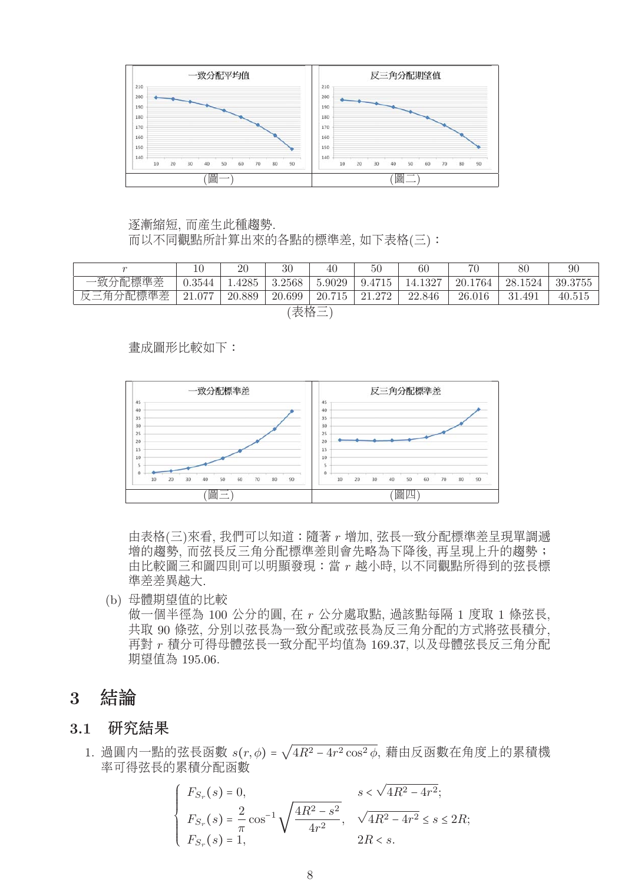(圖一) (圖二)

逐漸縮短, 而產生此種趨勢.

而以不同觀點所計算出來的各點的標準差, 如下表格(三)：

| $r$ | 10 | 20 | 30 | 40 | 50 | 60 | 70 | 80 | 90 |
|---|---|---|---|---|---|---|---|---|---|
| 一致分配標準差 | 0.3544 | 1.4285 | 3.2568 | 5.9029 | 9.4715 | 14.1327 | 20.1764 | 28.1524 | 39.3755 |
| 反三角分配標準差 | 21.077 | 20.889 | 20.699 | 20.715 | 21.272 | 22.846 | 26.016 | 31.491 | 40.515 |

(表格三)

畫成圖形比較如下：

(圖三) (圖四)

由表格(三)來看, 我們可以知道：隨著 $r$ 增加, 弦長一致分配標準差呈現單調遞增的趨勢, 而弦長反三角分配標準差則會先略為下降後, 再呈現上升的趨勢；由比較圖三和圖四則可以明顯發現：當 $r$ 越小時, 以不同觀點所得到的弦長標準差差異越大.

(b) 母體期望值的比較

做一個半徑為 100 公分的圓, 在 $r$ 公分處取點, 過該點每隔 1 度取 1 條弦長, 共取 90 條弦, 分別以弦長為一致分配或弦長為反三角分配的方式將弦長積分, 再對 $r$ 積分可得母體弦長一致分配平均值為 169.37, 以及母體弦長反三角分配期望值為 195.06.

# 3 結論

## 3.1 研究結果

1. 過圓內一點的弦長函數 $s(r,\phi) = \sqrt{4R^2 - 4r^2\cos^2\phi}$, 藉由反函數在角度上的累積機率可得弦長的累積分配函數

$$
\begin{cases}
F_{S_r}(s) = 0, & s < \sqrt{4R^2 - 4r^2}; \\
F_{S_r}(s) = \dfrac{2}{\pi}\cos^{-1}\sqrt{\dfrac{4R^2 - s^2}{4r^2}}, & \sqrt{4R^2 - 4r^2} \le s \le 2R; \\
F_{S_r}(s) = 1, & 2R < s.
\end{cases}
$$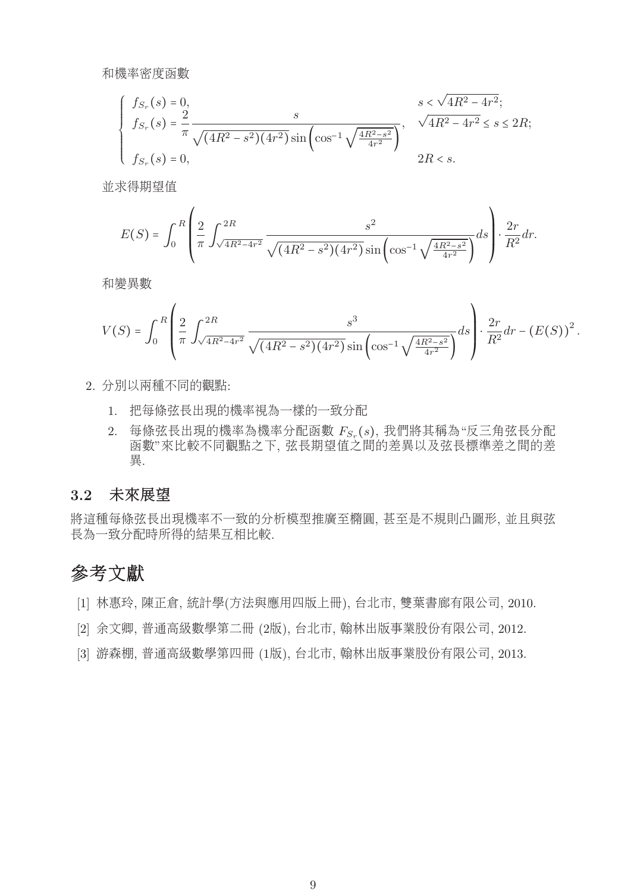和機率密度函數

$$
\begin{cases}
f_{S_r}(s) = 0, & s < \sqrt{4R^2 - 4r^2}; \\
f_{S_r}(s) = \dfrac{2}{\pi} \dfrac{s}{\sqrt{(4R^2 - s^2)(4r^2)} \sin\left(\cos^{-1}\sqrt{\frac{4R^2 - s^2}{4r^2}}\right)}, & \sqrt{4R^2 - 4r^2} \le s \le 2R; \\
f_{S_r}(s) = 0, & 2R < s.
\end{cases}
$$

並求得期望值

$$
E(S) = \int_0^R \left( \frac{2}{\pi} \int_{\sqrt{4R^2 - 4r^2}}^{2R} \frac{s^2}{\sqrt{(4R^2 - s^2)(4r^2)} \sin\left(\cos^{-1}\sqrt{\frac{4R^2 - s^2}{4r^2}}\right)} ds \right) \cdot \frac{2r}{R^2} dr.
$$

和變異數

$$
V(S) = \int_0^R \left( \frac{2}{\pi} \int_{\sqrt{4R^2 - 4r^2}}^{2R} \frac{s^3}{\sqrt{(4R^2 - s^2)(4r^2)} \sin\left(\cos^{-1}\sqrt{\frac{4R^2 - s^2}{4r^2}}\right)} ds \right) \cdot \frac{2r}{R^2} dr - (E(S))^2.
$$

2. 分別以兩種不同的觀點:
   1. 把每條弦長出現的機率視為一樣的一致分配
   2. 每條弦長出現的機率為機率分配函數 $F_{S_r}(s)$, 我們將其稱為“反三角弦長分配函數”來比較不同觀點之下, 弦長期望值之間的差異以及弦長標準差之間的差異.

### 3.2 未來展望

將這種每條弦長出現機率不一致的分析模型推廣至橢圓, 甚至是不規則凸圖形, 並且與弦長為一致分配時所得的結果互相比較.

# 參考文獻

[1] 林惠玲, 陳正倉, 統計學(方法與應用四版上冊), 台北市, 雙葉書廊有限公司, 2010.

[2] 余文卿, 普通高級數學第二冊 (2版), 台北市, 翰林出版事業股份有限公司, 2012.

[3] 游森棚, 普通高級數學第四冊 (1版), 台北市, 翰林出版事業股份有限公司, 2013.